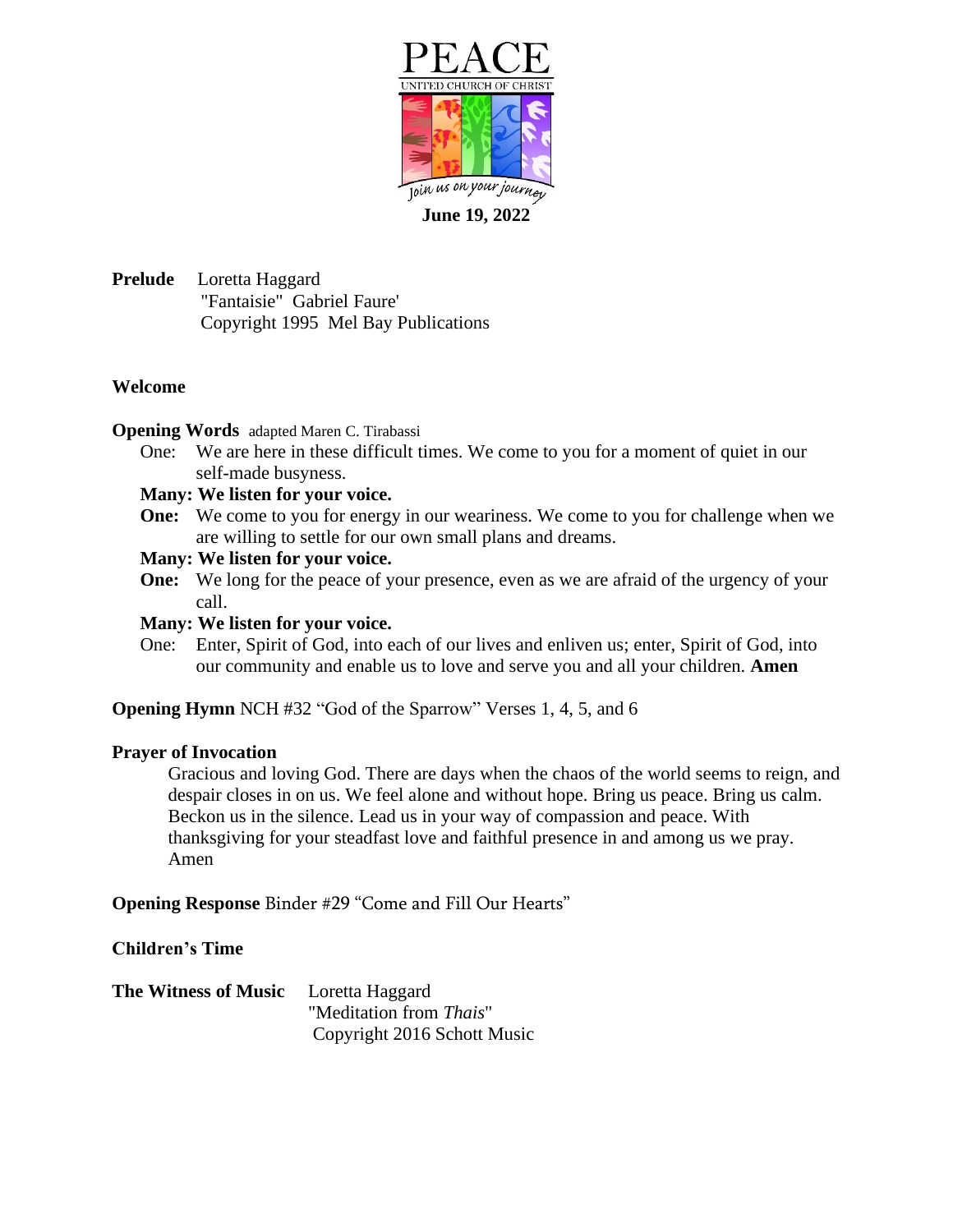# PEACE

UNITED CHURCH OF CHRIST

*Join us on your journey*

**June 19, 2022**

**Prelude** Loretta Haggard
"Fantaisie" Gabriel Faure'
Copyright 1995 Mel Bay Publications

**Welcome**

**Opening Words** adapted Maren C. Tirabassi

One: We are here in these difficult times. We come to you for a moment of quiet in our self-made busyness.

**Many: We listen for your voice.**

**One:** We come to you for energy in our weariness. We come to you for challenge when we are willing to settle for our own small plans and dreams.

**Many: We listen for your voice.**

**One:** We long for the peace of your presence, even as we are afraid of the urgency of your call.

**Many: We listen for your voice.**

One: Enter, Spirit of God, into each of our lives and enliven us; enter, Spirit of God, into our community and enable us to love and serve you and all your children. **Amen**

**Opening Hymn** NCH #32 "God of the Sparrow" Verses 1, 4, 5, and 6

**Prayer of Invocation**

Gracious and loving God. There are days when the chaos of the world seems to reign, and despair closes in on us. We feel alone and without hope. Bring us peace. Bring us calm. Beckon us in the silence. Lead us in your way of compassion and peace. With thanksgiving for your steadfast love and faithful presence in and among us we pray. Amen

**Opening Response** Binder #29 "Come and Fill Our Hearts"

**Children's Time**

**The Witness of Music** Loretta Haggard
"Meditation from *Thais*"
Copyright 2016 Schott Music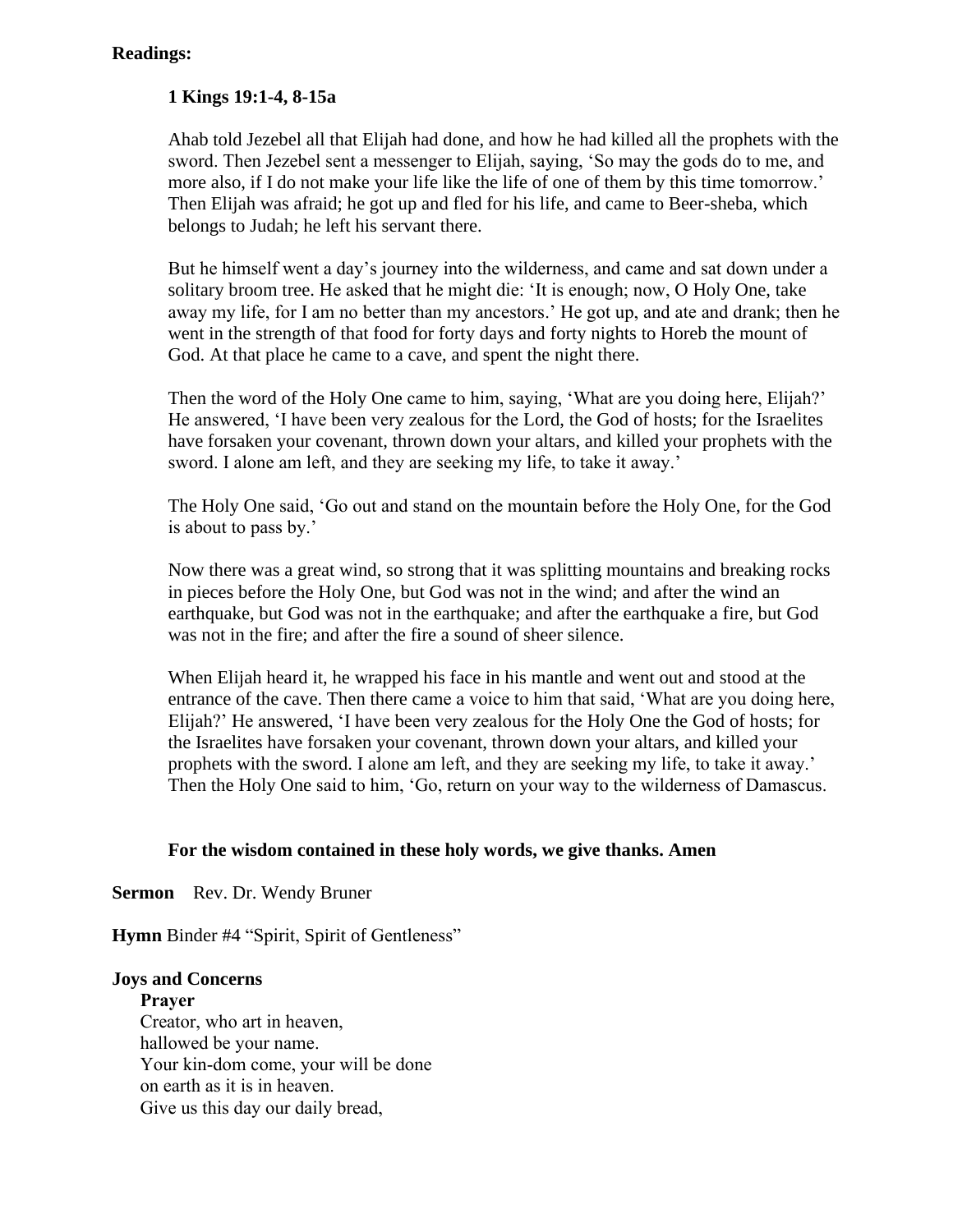**Readings:**

**1 Kings 19:1-4, 8-15a**

Ahab told Jezebel all that Elijah had done, and how he had killed all the prophets with the sword. Then Jezebel sent a messenger to Elijah, saying, 'So may the gods do to me, and more also, if I do not make your life like the life of one of them by this time tomorrow.' Then Elijah was afraid; he got up and fled for his life, and came to Beer-sheba, which belongs to Judah; he left his servant there.

But he himself went a day's journey into the wilderness, and came and sat down under a solitary broom tree. He asked that he might die: 'It is enough; now, O Holy One, take away my life, for I am no better than my ancestors.' He got up, and ate and drank; then he went in the strength of that food for forty days and forty nights to Horeb the mount of God. At that place he came to a cave, and spent the night there.

Then the word of the Holy One came to him, saying, 'What are you doing here, Elijah?' He answered, 'I have been very zealous for the Lord, the God of hosts; for the Israelites have forsaken your covenant, thrown down your altars, and killed your prophets with the sword. I alone am left, and they are seeking my life, to take it away.'

The Holy One said, 'Go out and stand on the mountain before the Holy One, for the God is about to pass by.'

Now there was a great wind, so strong that it was splitting mountains and breaking rocks in pieces before the Holy One, but God was not in the wind; and after the wind an earthquake, but God was not in the earthquake; and after the earthquake a fire, but God was not in the fire; and after the fire a sound of sheer silence.

When Elijah heard it, he wrapped his face in his mantle and went out and stood at the entrance of the cave. Then there came a voice to him that said, 'What are you doing here, Elijah?' He answered, 'I have been very zealous for the Holy One the God of hosts; for the Israelites have forsaken your covenant, thrown down your altars, and killed your prophets with the sword. I alone am left, and they are seeking my life, to take it away.' Then the Holy One said to him, 'Go, return on your way to the wilderness of Damascus.

**For the wisdom contained in these holy words, we give thanks. Amen**

**Sermon** Rev. Dr. Wendy Bruner

**Hymn** Binder #4 "Spirit, Spirit of Gentleness"

**Joys and Concerns**

**Prayer**

Creator, who art in heaven,
hallowed be your name.
Your kin-dom come, your will be done
on earth as it is in heaven.
Give us this day our daily bread,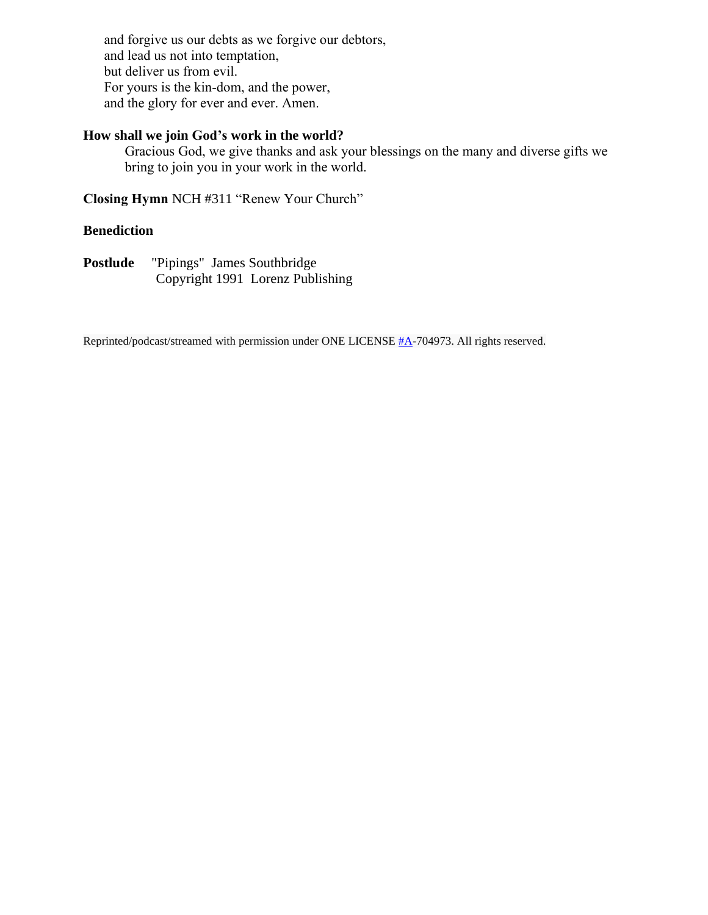and forgive us our debts as we forgive our debtors,
and lead us not into temptation,
but deliver us from evil.
For yours is the kin-dom, and the power,
and the glory for ever and ever. Amen.

**How shall we join God's work in the world?**

Gracious God, we give thanks and ask your blessings on the many and diverse gifts we bring to join you in your work in the world.

**Closing Hymn** NCH #311 "Renew Your Church"

**Benediction**

**Postlude** "Pipings" James Southbridge
Copyright 1991 Lorenz Publishing

Reprinted/podcast/streamed with permission under ONE LICENSE #A-704973. All rights reserved.